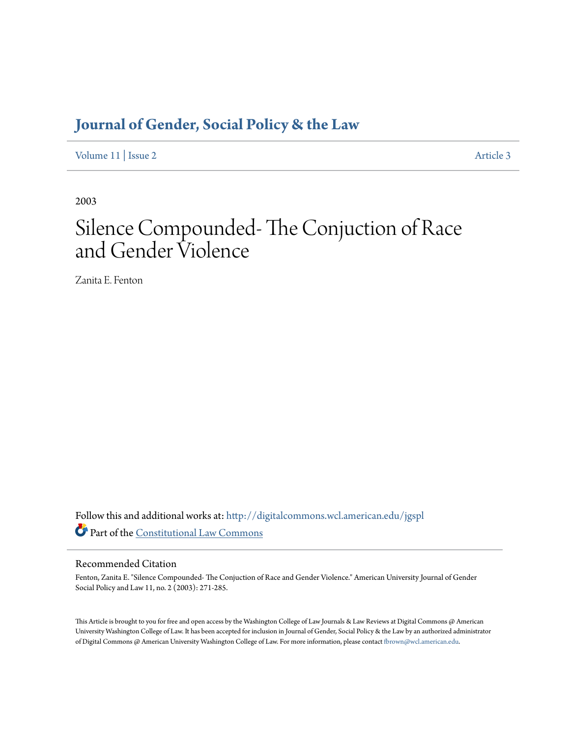# Journal of Gender, Social Policy & the Law

Volume 11 | Issue 2 | Article 3

2003

# Silence Compounded- The Conjuction of Race and Gender Violence

Zanita E. Fenton

Follow this and additional works at: http://digitalcommons.wcl.american.edu/jgspl

Part of the Constitutional Law Commons

## Recommended Citation

Fenton, Zanita E. "Silence Compounded- The Conjuction of Race and Gender Violence." American University Journal of Gender Social Policy and Law 11, no. 2 (2003): 271-285.

This Article is brought to you for free and open access by the Washington College of Law Journals & Law Reviews at Digital Commons @ American University Washington College of Law. It has been accepted for inclusion in Journal of Gender, Social Policy & the Law by an authorized administrator of Digital Commons @ American University Washington College of Law. For more information, please contact fbrown@wcl.american.edu.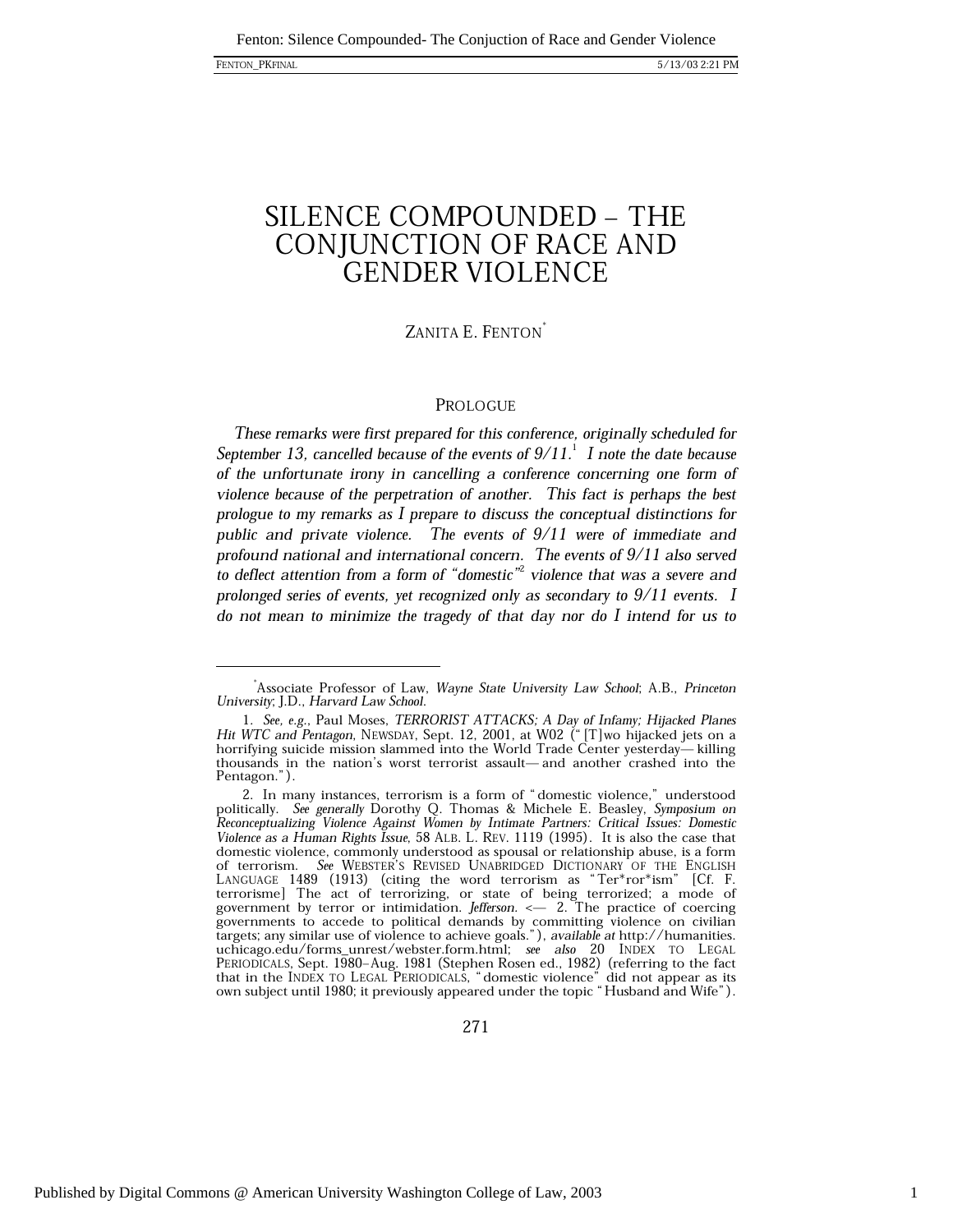# SILENCE COMPOUNDED – THE CONJUNCTION OF RACE AND GENDER VIOLENCE

ZANITA E. FENTON[*]

## PROLOGUE

*These remarks were first prepared for this conference, originally scheduled for September 13, cancelled because of the events of 9/11.*[1] *I note the date because of the unfortunate irony in cancelling a conference concerning one form of violence because of the perpetration of another. This fact is perhaps the best prologue to my remarks as I prepare to discuss the conceptual distinctions for public and private violence. The events of 9/11 were of immediate and profound national and international concern. The events of 9/11 also served to deflect attention from a form of "domestic"*[2] *violence that was a severe and prolonged series of events, yet recognized only as secondary to 9/11 events. I do not mean to minimize the tragedy of that day nor do I intend for us to*

---

[*] Associate Professor of Law, *Wayne State University Law School*; A.B., *Princeton University*; J.D., *Harvard Law School*.

1. *See, e.g.*, Paul Moses, *TERRORIST ATTACKS; A Day of Infamy; Hijacked Planes Hit WTC and Pentagon*, NEWSDAY, Sept. 12, 2001, at W02 ("[T]wo hijacked jets on a horrifying suicide mission slammed into the World Trade Center yesterday—killing thousands in the nation's worst terrorist assault—and another crashed into the Pentagon.").

2. In many instances, terrorism is a form of "domestic violence," understood politically. *See generally* Dorothy Q. Thomas & Michele E. Beasley, *Symposium on Reconceptualizing Violence Against Women by Intimate Partners: Critical Issues: Domestic Violence as a Human Rights Issue*, 58 ALB. L. REV. 1119 (1995). It is also the case that domestic violence, commonly understood as spousal or relationship abuse, is a form of terrorism. *See* WEBSTER'S REVISED UNABRIDGED DICTIONARY OF THE ENGLISH LANGUAGE 1489 (1913) (citing the word terrorism as "Ter*ror*ism" [Cf. F. terrorisme] The act of terrorizing, or state of being terrorized; a mode of government by terror or intimidation. *Jefferson*. <— 2. The practice of coercing governments to accede to political demands by committing violence on civilian targets; any similar use of violence to achieve goals."), *available at* http://humanities.uchicago.edu/forms_unrest/webster.form.html; *see also* 20 INDEX TO LEGAL PERIODICALS, Sept. 1980–Aug. 1981 (Stephen Rosen ed., 1982) (referring to the fact that in the INDEX TO LEGAL PERIODICALS, "domestic violence" did not appear as its own subject until 1980; it previously appeared under the topic "Husband and Wife").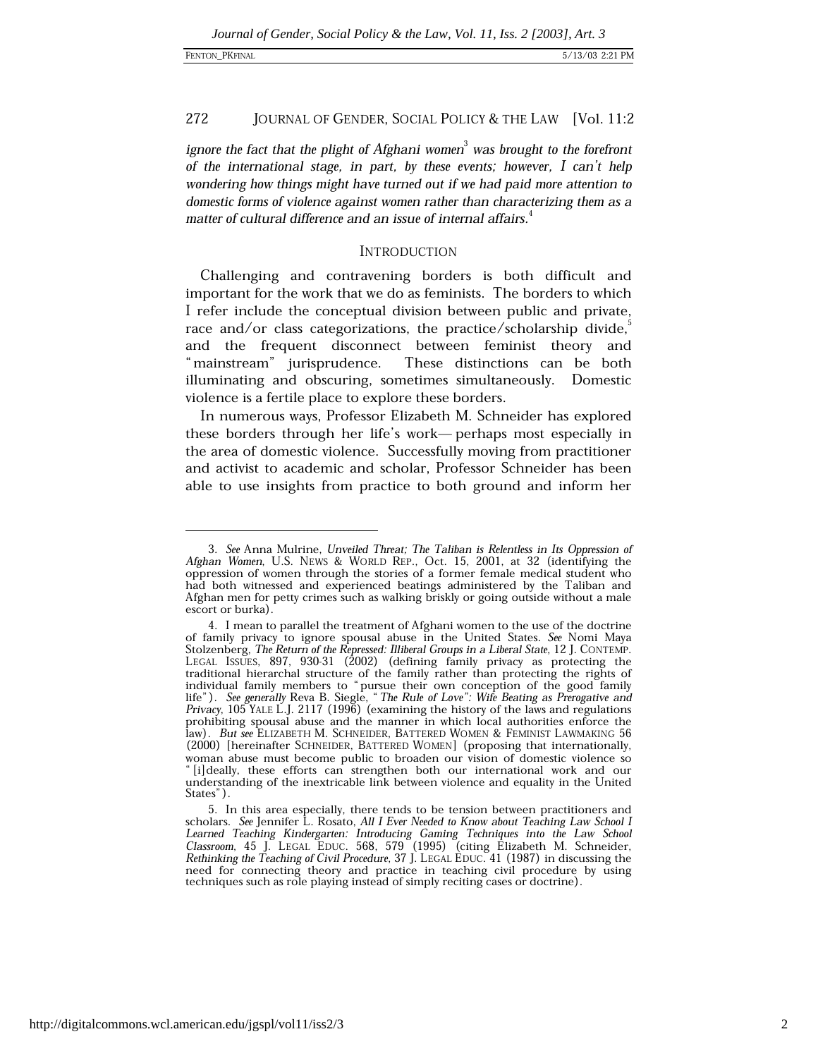*ignore the fact that the plight of Afghani women[3] was brought to the forefront of the international stage, in part, by these events; however, I can't help wondering how things might have turned out if we had paid more attention to domestic forms of violence against women rather than characterizing them as a matter of cultural difference and an issue of internal affairs.*[4]

## INTRODUCTION

Challenging and contravening borders is both difficult and important for the work that we do as feminists. The borders to which I refer include the conceptual division between public and private, race and/or class categorizations, the practice/scholarship divide,[5] and the frequent disconnect between feminist theory and "mainstream" jurisprudence. These distinctions can be both illuminating and obscuring, sometimes simultaneously. Domestic violence is a fertile place to explore these borders.

In numerous ways, Professor Elizabeth M. Schneider has explored these borders through her life's work—perhaps most especially in the area of domestic violence. Successfully moving from practitioner and activist to academic and scholar, Professor Schneider has been able to use insights from practice to both ground and inform her

---

3. *See* Anna Mulrine, *Unveiled Threat; The Taliban is Relentless in Its Oppression of Afghan Women*, U.S. NEWS & WORLD REP., Oct. 15, 2001, at 32 (identifying the oppression of women through the stories of a former female medical student who had both witnessed and experienced beatings administered by the Taliban and Afghan men for petty crimes such as walking briskly or going outside without a male escort or burka).

4. I mean to parallel the treatment of Afghani women to the use of the doctrine of family privacy to ignore spousal abuse in the United States. *See* Nomi Maya Stolzenberg, *The Return of the Repressed: Illiberal Groups in a Liberal State*, 12 J. CONTEMP. LEGAL ISSUES, 897, 930-31 (2002) (defining family privacy as protecting the traditional hierarchal structure of the family rather than protecting the rights of individual family members to "pursue their own conception of the good family life"). *See generally* Reva B. Siegle, *"The Rule of Love": Wife Beating as Prerogative and Privacy*, 105 YALE L.J. 2117 (1996) (examining the history of the laws and regulations prohibiting spousal abuse and the manner in which local authorities enforce the law). *But see* ELIZABETH M. SCHNEIDER, BATTERED WOMEN & FEMINIST LAWMAKING 56 (2000) [hereinafter SCHNEIDER, BATTERED WOMEN] (proposing that internationally, woman abuse must become public to broaden our vision of domestic violence so "[i]deally, these efforts can strengthen both our international work and our understanding of the inextricable link between violence and equality in the United States").

5. In this area especially, there tends to be tension between practitioners and scholars. *See* Jennifer L. Rosato, *All I Ever Needed to Know about Teaching Law School I Learned Teaching Kindergarten: Introducing Gaming Techniques into the Law School Classroom*, 45 J. LEGAL EDUC. 568, 579 (1995) (citing Elizabeth M. Schneider, *Rethinking the Teaching of Civil Procedure*, 37 J. LEGAL EDUC. 41 (1987) in discussing the need for connecting theory and practice in teaching civil procedure by using techniques such as role playing instead of simply reciting cases or doctrine).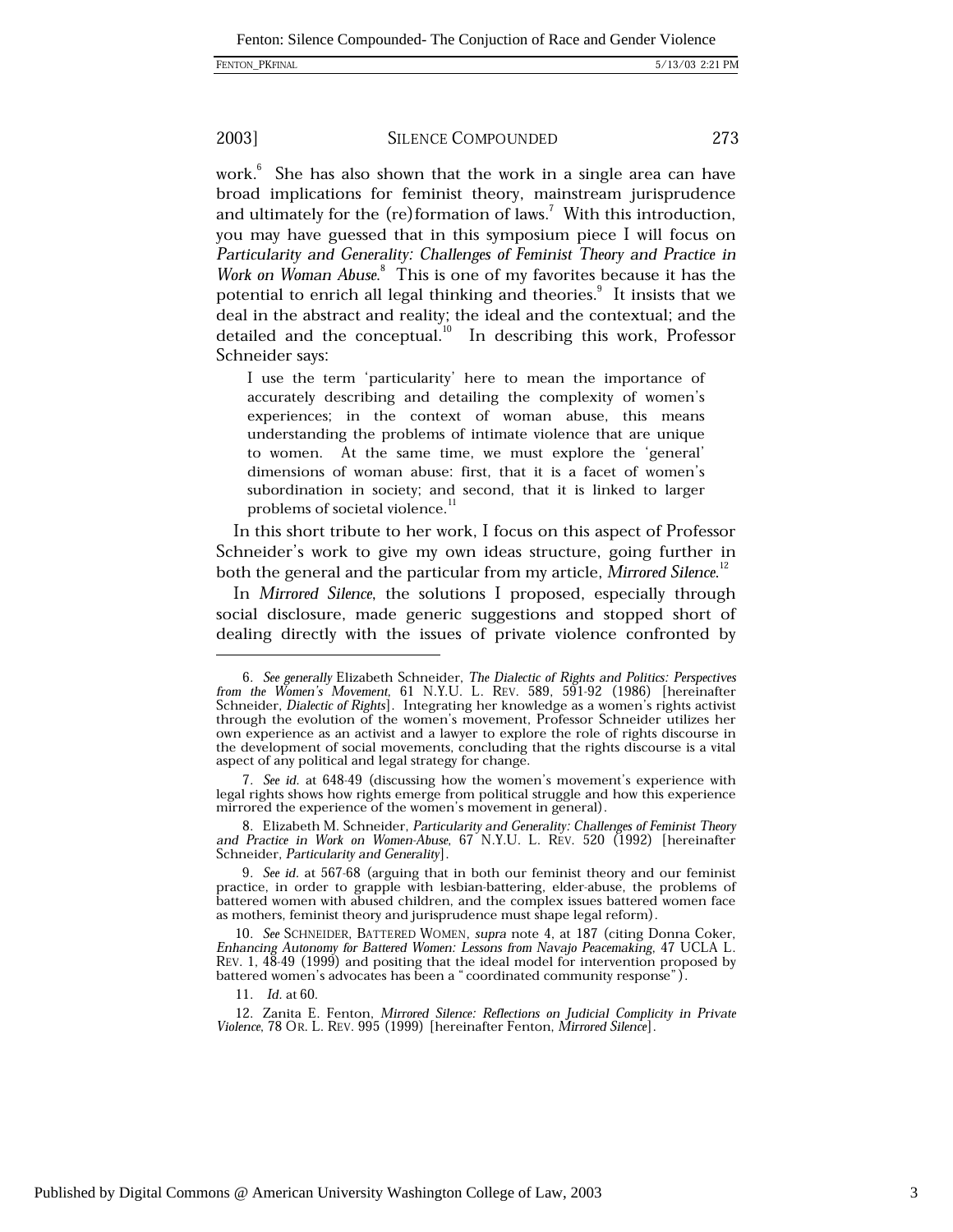work.[6] She has also shown that the work in a single area can have broad implications for feminist theory, mainstream jurisprudence and ultimately for the (re)formation of laws.[7] With this introduction, you may have guessed that in this symposium piece I will focus on *Particularity and Generality: Challenges of Feminist Theory and Practice in Work on Woman Abuse*.[8] This is one of my favorites because it has the potential to enrich all legal thinking and theories.[9] It insists that we deal in the abstract and reality; the ideal and the contextual; and the detailed and the conceptual.[10] In describing this work, Professor Schneider says:

> I use the term 'particularity' here to mean the importance of accurately describing and detailing the complexity of women's experiences; in the context of woman abuse, this means understanding the problems of intimate violence that are unique to women. At the same time, we must explore the 'general' dimensions of woman abuse: first, that it is a facet of women's subordination in society; and second, that it is linked to larger problems of societal violence.[11]

In this short tribute to her work, I focus on this aspect of Professor Schneider's work to give my own ideas structure, going further in both the general and the particular from my article, *Mirrored Silence*.[12]

In *Mirrored Silence*, the solutions I proposed, especially through social disclosure, made generic suggestions and stopped short of dealing directly with the issues of private violence confronted by

---

6. *See generally* Elizabeth Schneider, *The Dialectic of Rights and Politics: Perspectives from the Women's Movement*, 61 N.Y.U. L. REV. 589, 591-92 (1986) [hereinafter Schneider, *Dialectic of Rights*]. Integrating her knowledge as a women's rights activist through the evolution of the women's movement, Professor Schneider utilizes her own experience as an activist and a lawyer to explore the role of rights discourse in the development of social movements, concluding that the rights discourse is a vital aspect of any political and legal strategy for change.

7. *See id.* at 648-49 (discussing how the women's movement's experience with legal rights shows how rights emerge from political struggle and how this experience mirrored the experience of the women's movement in general).

8. Elizabeth M. Schneider, *Particularity and Generality: Challenges of Feminist Theory and Practice in Work on Women-Abuse*, 67 N.Y.U. L. REV. 520 (1992) [hereinafter Schneider, *Particularity and Generality*].

9. *See id.* at 567-68 (arguing that in both our feminist theory and our feminist practice, in order to grapple with lesbian-battering, elder-abuse, the problems of battered women with abused children, and the complex issues battered women face as mothers, feminist theory and jurisprudence must shape legal reform).

10. *See* SCHNEIDER, BATTERED WOMEN, *supra* note 4, at 187 (citing Donna Coker, *Enhancing Autonomy for Battered Women: Lessons from Navajo Peacemaking*, 47 UCLA L. REV. 1, 48-49 (1999) and positing that the ideal model for intervention proposed by battered women's advocates has been a "coordinated community response").

11. *Id.* at 60.

12. Zanita E. Fenton, *Mirrored Silence: Reflections on Judicial Complicity in Private Violence*, 78 OR. L. REV. 995 (1999) [hereinafter Fenton, *Mirrored Silence*].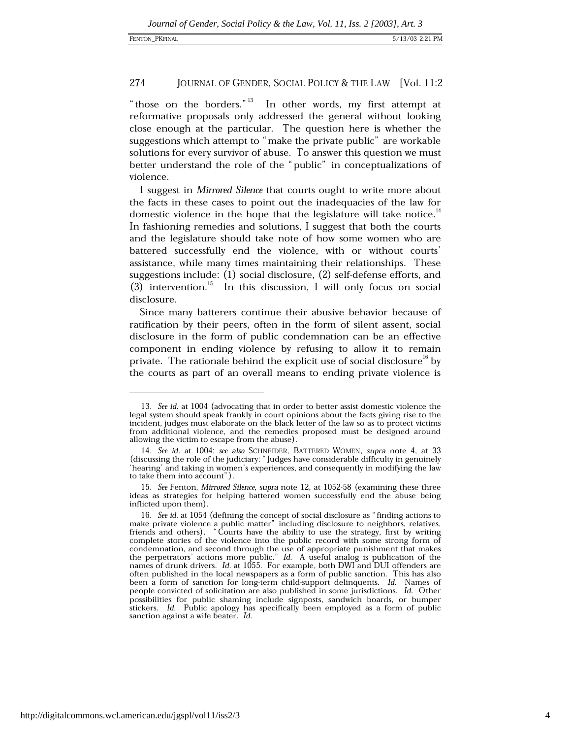"those on the borders."[13] In other words, my first attempt at reformative proposals only addressed the general without looking close enough at the particular. The question here is whether the suggestions which attempt to "make the private public" are workable solutions for every survivor of abuse. To answer this question we must better understand the role of the "public" in conceptualizations of violence.

I suggest in *Mirrored Silence* that courts ought to write more about the facts in these cases to point out the inadequacies of the law for domestic violence in the hope that the legislature will take notice.[14] In fashioning remedies and solutions, I suggest that both the courts and the legislature should take note of how some women who are battered successfully end the violence, with or without courts' assistance, while many times maintaining their relationships. These suggestions include: (1) social disclosure, (2) self-defense efforts, and (3) intervention.[15] In this discussion, I will only focus on social disclosure.

Since many batterers continue their abusive behavior because of ratification by their peers, often in the form of silent assent, social disclosure in the form of public condemnation can be an effective component in ending violence by refusing to allow it to remain private. The rationale behind the explicit use of social disclosure[16] by the courts as part of an overall means to ending private violence is

---

13. *See id.* at 1004 (advocating that in order to better assist domestic violence the legal system should speak frankly in court opinions about the facts giving rise to the incident, judges must elaborate on the black letter of the law so as to protect victims from additional violence, and the remedies proposed must be designed around allowing the victim to escape from the abuse).

14. *See id.* at 1004; *see also* SCHNEIDER, BATTERED WOMEN, *supra* note 4, at 33 (discussing the role of the judiciary: "Judges have considerable difficulty in genuinely 'hearing' and taking in women's experiences, and consequently in modifying the law to take them into account").

15. *See* Fenton, *Mirrored Silence*, *supra* note 12, at 1052-58 (examining these three ideas as strategies for helping battered women successfully end the abuse being inflicted upon them).

16. *See id.* at 1054 (defining the concept of social disclosure as "finding actions to make private violence a public matter" including disclosure to neighbors, relatives, friends and others). "Courts have the ability to use the strategy, first by writing complete stories of the violence into the public record with some strong form of condemnation, and second through the use of appropriate punishment that makes the perpetrators' actions more public." *Id.* A useful analog is publication of the names of drunk drivers. *Id.* at 1055. For example, both DWI and DUI offenders are often published in the local newspapers as a form of public sanction. This has also been a form of sanction for long-term child-support delinquents. *Id.* Names of people convicted of solicitation are also published in some jurisdictions. *Id.* Other possibilities for public shaming include signposts, sandwich boards, or bumper stickers. *Id.* Public apology has specifically been employed as a form of public sanction against a wife beater. *Id.*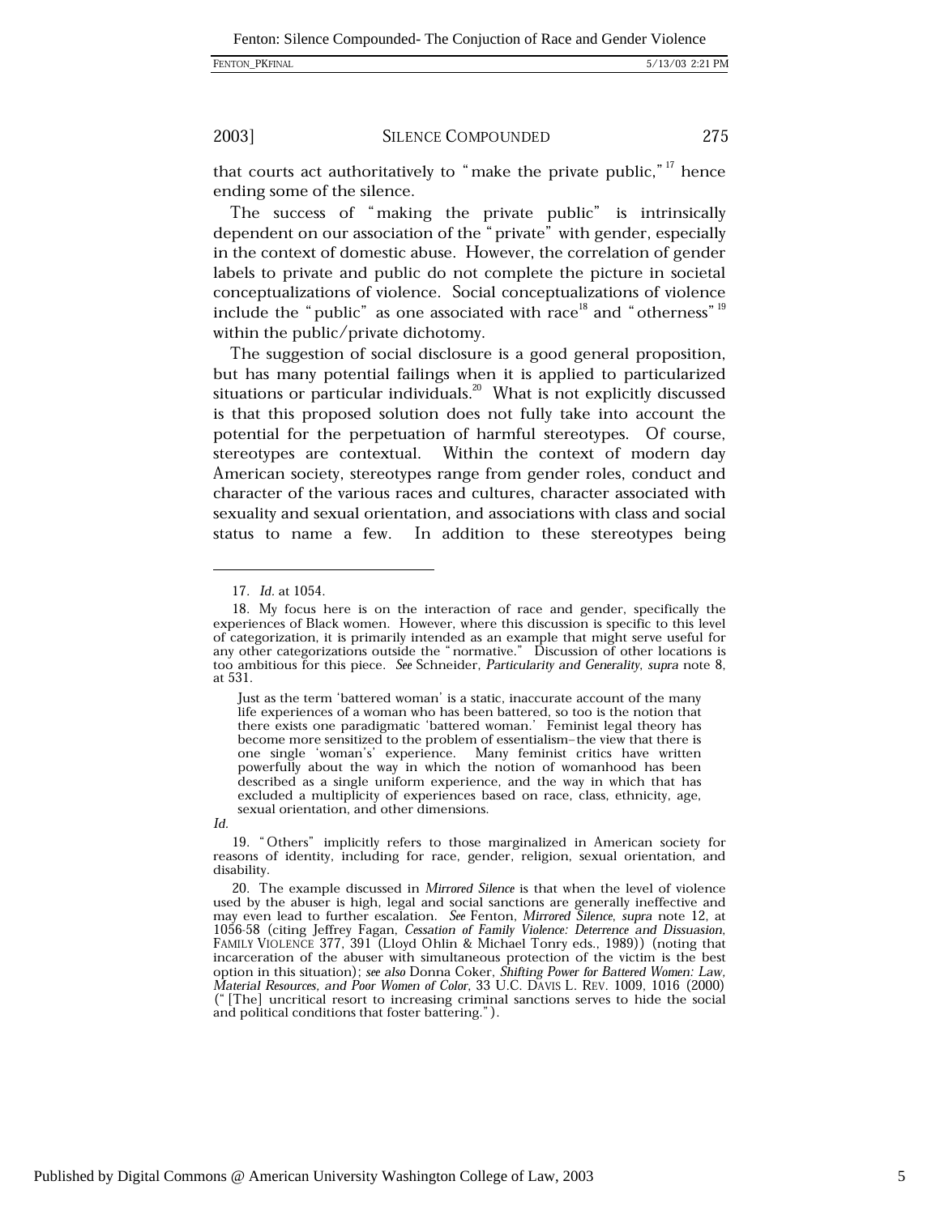that courts act authoritatively to "make the private public,"[17] hence ending some of the silence.

The success of "making the private public" is intrinsically dependent on our association of the "private" with gender, especially in the context of domestic abuse. However, the correlation of gender labels to private and public do not complete the picture in societal conceptualizations of violence. Social conceptualizations of violence include the "public" as one associated with race[18] and "otherness"[19] within the public/private dichotomy.

The suggestion of social disclosure is a good general proposition, but has many potential failings when it is applied to particularized situations or particular individuals.[20] What is not explicitly discussed is that this proposed solution does not fully take into account the potential for the perpetuation of harmful stereotypes. Of course, stereotypes are contextual. Within the context of modern day American society, stereotypes range from gender roles, conduct and character of the various races and cultures, character associated with sexuality and sexual orientation, and associations with class and social status to name a few. In addition to these stereotypes being

---

17. *Id.* at 1054.

18. My focus here is on the interaction of race and gender, specifically the experiences of Black women. However, where this discussion is specific to this level of categorization, it is primarily intended as an example that might serve useful for any other categorizations outside the "normative." Discussion of other locations is too ambitious for this piece. *See* Schneider, *Particularity and Generality*, *supra* note 8, at 531.

> Just as the term 'battered woman' is a static, inaccurate account of the many life experiences of a woman who has been battered, so too is the notion that there exists one paradigmatic 'battered woman.' Feminist legal theory has become more sensitized to the problem of essentialism–the view that there is one single 'woman's' experience. Many feminist critics have written powerfully about the way in which the notion of womanhood has been described as a single uniform experience, and the way in which that has excluded a multiplicity of experiences based on race, class, ethnicity, age, sexual orientation, and other dimensions.

*Id.*

19. "Others" implicitly refers to those marginalized in American society for reasons of identity, including for race, gender, religion, sexual orientation, and disability.

20. The example discussed in *Mirrored Silence* is that when the level of violence used by the abuser is high, legal and social sanctions are generally ineffective and may even lead to further escalation. *See* Fenton, *Mirrored Silence*, *supra* note 12, at 1056-58 (citing Jeffrey Fagan, *Cessation of Family Violence: Deterrence and Dissuasion*, FAMILY VIOLENCE 377, 391 (Lloyd Ohlin & Michael Tonry eds., 1989)) (noting that incarceration of the abuser with simultaneous protection of the victim is the best option in this situation); *see also* Donna Coker, *Shifting Power for Battered Women: Law, Material Resources, and Poor Women of Color*, 33 U.C. DAVIS L. REV. 1009, 1016 (2000) ("[The] uncritical resort to increasing criminal sanctions serves to hide the social and political conditions that foster battering.").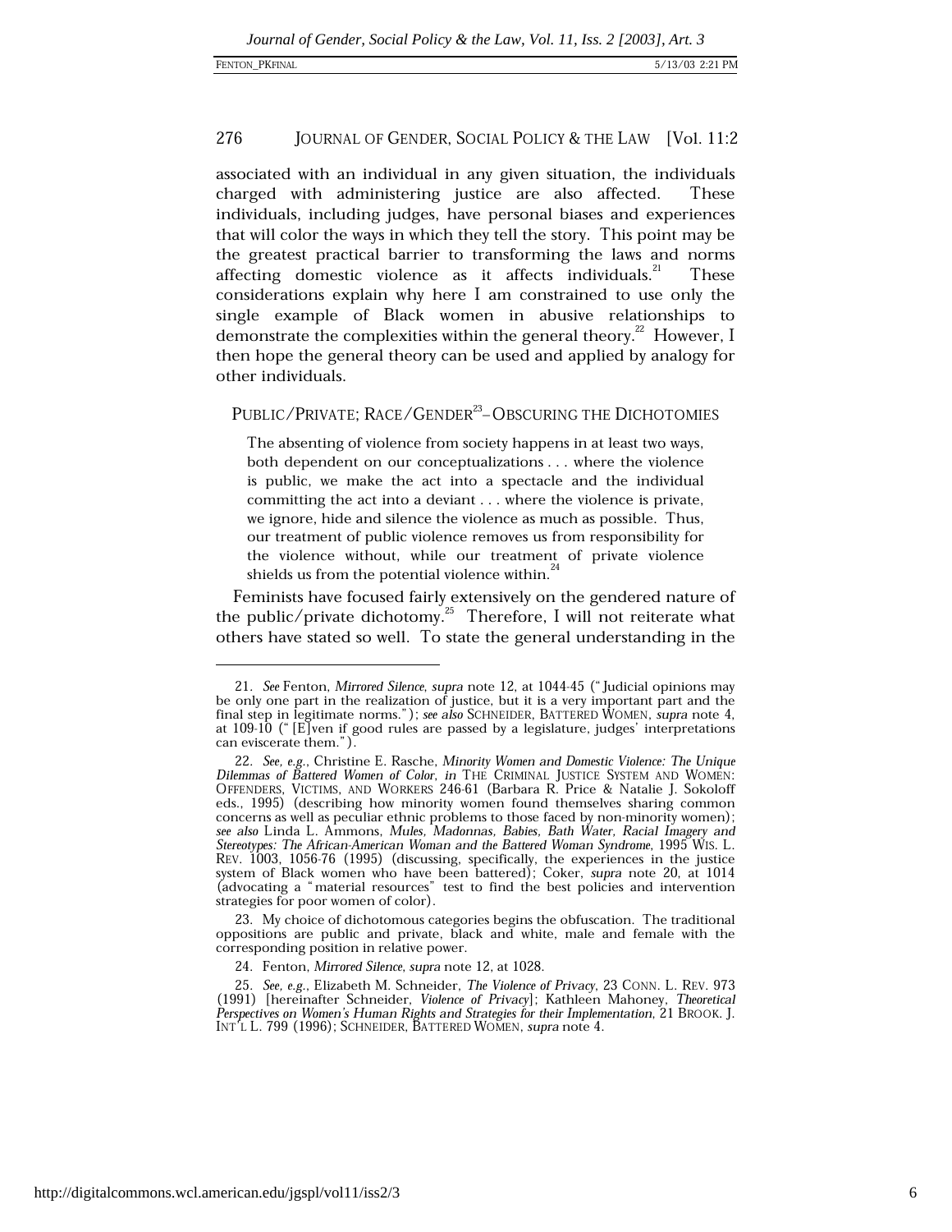associated with an individual in any given situation, the individuals charged with administering justice are also affected. These individuals, including judges, have personal biases and experiences that will color the ways in which they tell the story. This point may be the greatest practical barrier to transforming the laws and norms affecting domestic violence as it affects individuals.[21] These considerations explain why here I am constrained to use only the single example of Black women in abusive relationships to demonstrate the complexities within the general theory.[22] However, I then hope the general theory can be used and applied by analogy for other individuals.

## PUBLIC/PRIVATE; RACE/GENDER[23]–OBSCURING THE DICHOTOMIES

> The absenting of violence from society happens in at least two ways, both dependent on our conceptualizations . . . where the violence is public, we make the act into a spectacle and the individual committing the act into a deviant . . . where the violence is private, we ignore, hide and silence the violence as much as possible. Thus, our treatment of public violence removes us from responsibility for the violence without, while our treatment of private violence shields us from the potential violence within.[24]

Feminists have focused fairly extensively on the gendered nature of the public/private dichotomy.[25] Therefore, I will not reiterate what others have stated so well. To state the general understanding in the

---

21. *See* Fenton, *Mirrored Silence*, *supra* note 12, at 1044-45 ("Judicial opinions may be only one part in the realization of justice, but it is a very important part and the final step in legitimate norms."); *see also* SCHNEIDER, BATTERED WOMEN, *supra* note 4, at 109-10 ("[E]ven if good rules are passed by a legislature, judges' interpretations can eviscerate them.").

22. *See, e.g.*, Christine E. Rasche, *Minority Women and Domestic Violence: The Unique Dilemmas of Battered Women of Color*, *in* THE CRIMINAL JUSTICE SYSTEM AND WOMEN: OFFENDERS, VICTIMS, AND WORKERS 246-61 (Barbara R. Price & Natalie J. Sokoloff eds., 1995) (describing how minority women found themselves sharing common concerns as well as peculiar ethnic problems to those faced by non-minority women); *see also* Linda L. Ammons, *Mules, Madonnas, Babies, Bath Water, Racial Imagery and Stereotypes: The African-American Woman and the Battered Woman Syndrome*, 1995 WIS. L. REV. 1003, 1056-76 (1995) (discussing, specifically, the experiences in the justice system of Black women who have been battered); Coker, *supra* note 20, at 1014 (advocating a "material resources" test to find the best policies and intervention strategies for poor women of color).

23. My choice of dichotomous categories begins the obfuscation. The traditional oppositions are public and private, black and white, male and female with the corresponding position in relative power.

24. Fenton, *Mirrored Silence*, *supra* note 12, at 1028.

25. *See, e.g.*, Elizabeth M. Schneider, *The Violence of Privacy*, 23 CONN. L. REV. 973 (1991) [hereinafter Schneider, *Violence of Privacy*]; Kathleen Mahoney, *Theoretical Perspectives on Women's Human Rights and Strategies for their Implementation*, 21 BROOK. J. INT'L L. 799 (1996); SCHNEIDER, BATTERED WOMEN, *supra* note 4.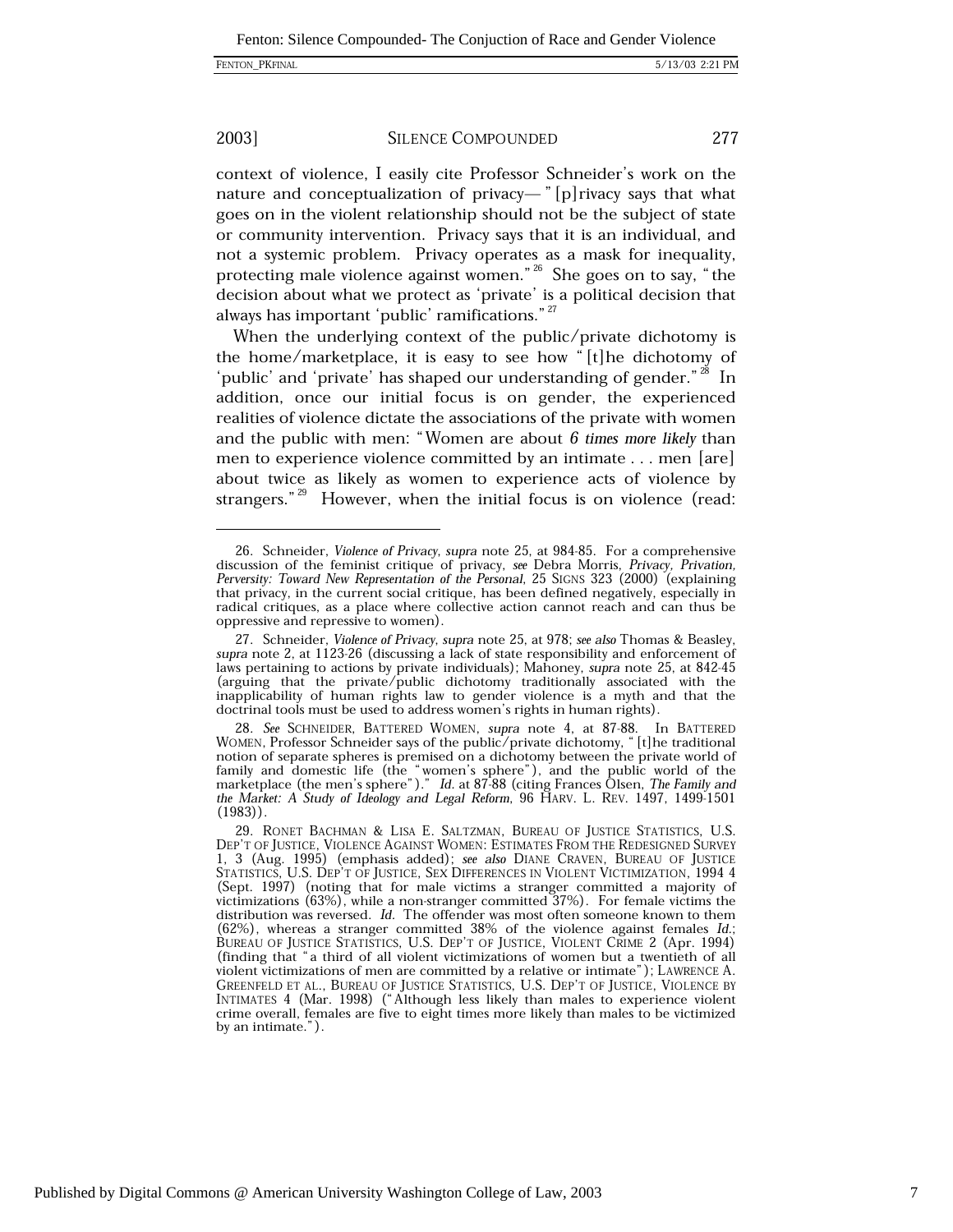context of violence, I easily cite Professor Schneider's work on the nature and conceptualization of privacy— "[p]rivacy says that what goes on in the violent relationship should not be the subject of state or community intervention. Privacy says that it is an individual, and not a systemic problem. Privacy operates as a mask for inequality, protecting male violence against women."[26] She goes on to say, "the decision about what we protect as 'private' is a political decision that always has important 'public' ramifications."[27]

When the underlying context of the public/private dichotomy is the home/marketplace, it is easy to see how "[t]he dichotomy of 'public' and 'private' has shaped our understanding of gender."[28] In addition, once our initial focus is on gender, the experienced realities of violence dictate the associations of the private with women and the public with men: "Women are about *6 times more likely* than men to experience violence committed by an intimate . . . men [are] about twice as likely as women to experience acts of violence by strangers."[29] However, when the initial focus is on violence (read:

---

26. Schneider, *Violence of Privacy*, *supra* note 25, at 984-85. For a comprehensive discussion of the feminist critique of privacy, *see* Debra Morris, *Privacy, Privation, Perversity: Toward New Representation of the Personal*, 25 SIGNS 323 (2000) (explaining that privacy, in the current social critique, has been defined negatively, especially in radical critiques, as a place where collective action cannot reach and can thus be oppressive and repressive to women).

27. Schneider, *Violence of Privacy*, *supra* note 25, at 978; *see also* Thomas & Beasley, *supra* note 2, at 1123-26 (discussing a lack of state responsibility and enforcement of laws pertaining to actions by private individuals); Mahoney, *supra* note 25, at 842-45 (arguing that the private/public dichotomy traditionally associated with the inapplicability of human rights law to gender violence is a myth and that the doctrinal tools must be used to address women's rights in human rights).

28. *See* SCHNEIDER, BATTERED WOMEN, *supra* note 4, at 87-88. In BATTERED WOMEN, Professor Schneider says of the public/private dichotomy, "[t]he traditional notion of separate spheres is premised on a dichotomy between the private world of family and domestic life (the "women's sphere"), and the public world of the marketplace (the men's sphere")." *Id.* at 87-88 (citing Frances Olsen, *The Family and the Market: A Study of Ideology and Legal Reform*, 96 HARV. L. REV. 1497, 1499-1501 (1983)).

29. RONET BACHMAN & LISA E. SALTZMAN, BUREAU OF JUSTICE STATISTICS, U.S. DEP'T OF JUSTICE, VIOLENCE AGAINST WOMEN: ESTIMATES FROM THE REDESIGNED SURVEY 1, 3 (Aug. 1995) (emphasis added); *see also* DIANE CRAVEN, BUREAU OF JUSTICE STATISTICS, U.S. DEP'T OF JUSTICE, SEX DIFFERENCES IN VIOLENT VICTIMIZATION, 1994 4 (Sept. 1997) (noting that for male victims a stranger committed a majority of victimizations (63%), while a non-stranger committed 37%). For female victims the distribution was reversed. *Id.* The offender was most often someone known to them (62%), whereas a stranger committed 38% of the violence against females *Id.*; BUREAU OF JUSTICE STATISTICS, U.S. DEP'T OF JUSTICE, VIOLENT CRIME 2 (Apr. 1994) (finding that "a third of all violent victimizations of women but a twentieth of all violent victimizations of men are committed by a relative or intimate"); LAWRENCE A. GREENFELD ET AL., BUREAU OF JUSTICE STATISTICS, U.S. DEP'T OF JUSTICE, VIOLENCE BY INTIMATES 4 (Mar. 1998) ("Although less likely than males to experience violent crime overall, females are five to eight times more likely than males to be victimized by an intimate.").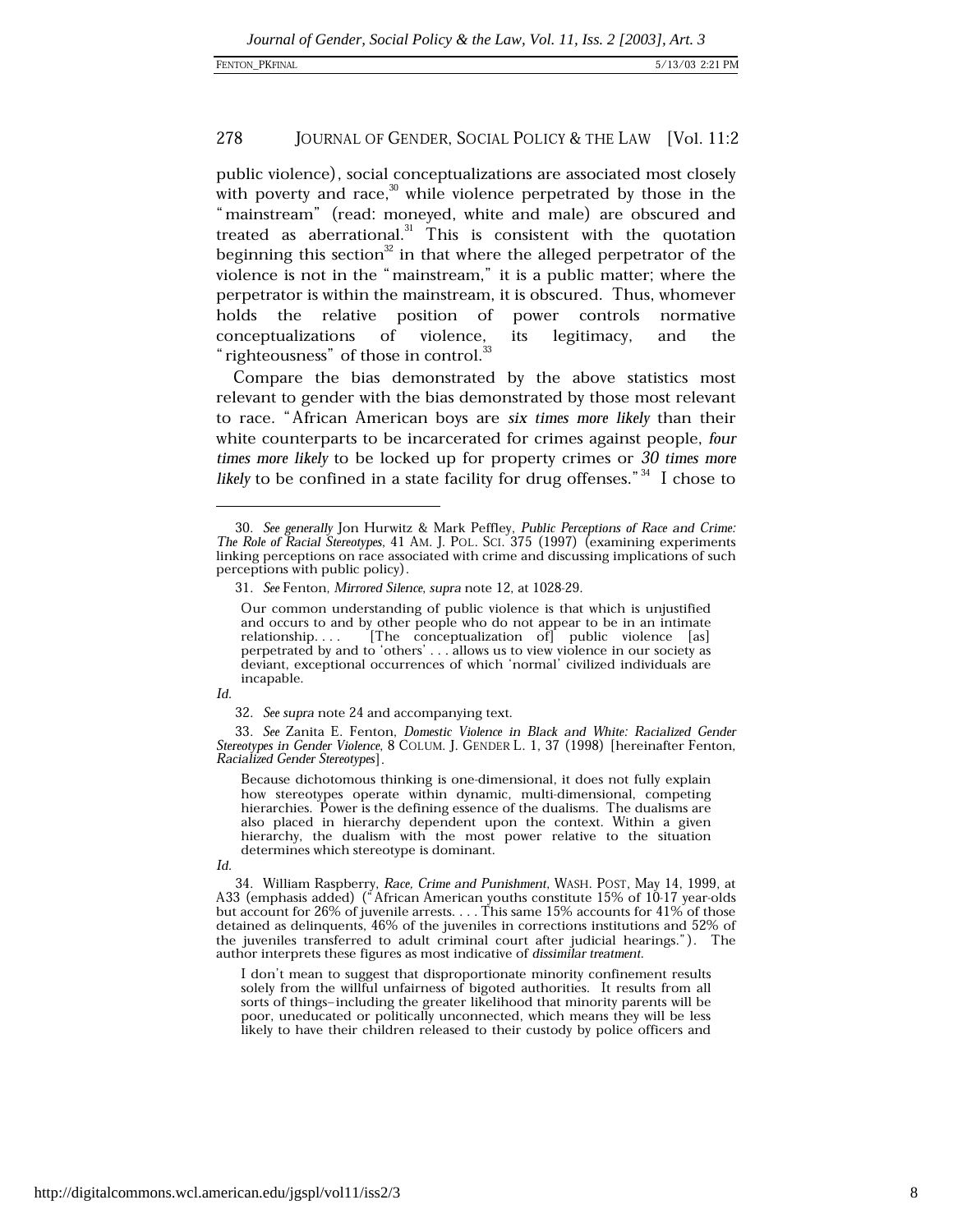public violence), social conceptualizations are associated most closely with poverty and race,[30] while violence perpetrated by those in the "mainstream" (read: moneyed, white and male) are obscured and treated as aberrational.[31] This is consistent with the quotation beginning this section[32] in that where the alleged perpetrator of the violence is not in the "mainstream," it is a public matter; where the perpetrator is within the mainstream, it is obscured. Thus, whomever holds the relative position of power controls normative conceptualizations of violence, its legitimacy, and the "righteousness" of those in control.[33]

Compare the bias demonstrated by the above statistics most relevant to gender with the bias demonstrated by those most relevant to race. "African American boys are *six times more likely* than their white counterparts to be incarcerated for crimes against people, *four times more likely* to be locked up for property crimes or *30 times more likely* to be confined in a state facility for drug offenses."[34] I chose to

---

30. *See generally* Jon Hurwitz & Mark Peffley, *Public Perceptions of Race and Crime: The Role of Racial Stereotypes*, 41 AM. J. POL. SCI. 375 (1997) (examining experiments linking perceptions on race associated with crime and discussing implications of such perceptions with public policy).

31. *See* Fenton, *Mirrored Silence*, *supra* note 12, at 1028-29.

> Our common understanding of public violence is that which is unjustified and occurs to and by other people who do not appear to be in an intimate relationship. . . . [The conceptualization of] public violence [as] perpetrated by and to 'others' . . . allows us to view violence in our society as deviant, exceptional occurrences of which 'normal' civilized individuals are incapable.

*Id.*

32. *See supra* note 24 and accompanying text.

33. *See* Zanita E. Fenton, *Domestic Violence in Black and White: Racialized Gender Stereotypes in Gender Violence*, 8 COLUM. J. GENDER L. 1, 37 (1998) [hereinafter Fenton, *Racialized Gender Stereotypes*].

> Because dichotomous thinking is one-dimensional, it does not fully explain how stereotypes operate within dynamic, multi-dimensional, competing hierarchies. Power is the defining essence of the dualisms. The dualisms are also placed in hierarchy dependent upon the context. Within a given hierarchy, the dualism with the most power relative to the situation determines which stereotype is dominant.

*Id.*

34. William Raspberry, *Race, Crime and Punishment*, WASH. POST, May 14, 1999, at A33 (emphasis added) ("African American youths constitute 15% of 10-17 year-olds but account for 26% of juvenile arrests. . . . This same 15% accounts for 41% of those detained as delinquents, 46% of the juveniles in corrections institutions and 52% of the juveniles transferred to adult criminal court after judicial hearings."). The author interprets these figures as most indicative of *dissimilar treatment*.

> I don't mean to suggest that disproportionate minority confinement results solely from the willful unfairness of bigoted authorities. It results from all sorts of things–including the greater likelihood that minority parents will be poor, uneducated or politically unconnected, which means they will be less likely to have their children released to their custody by police officers and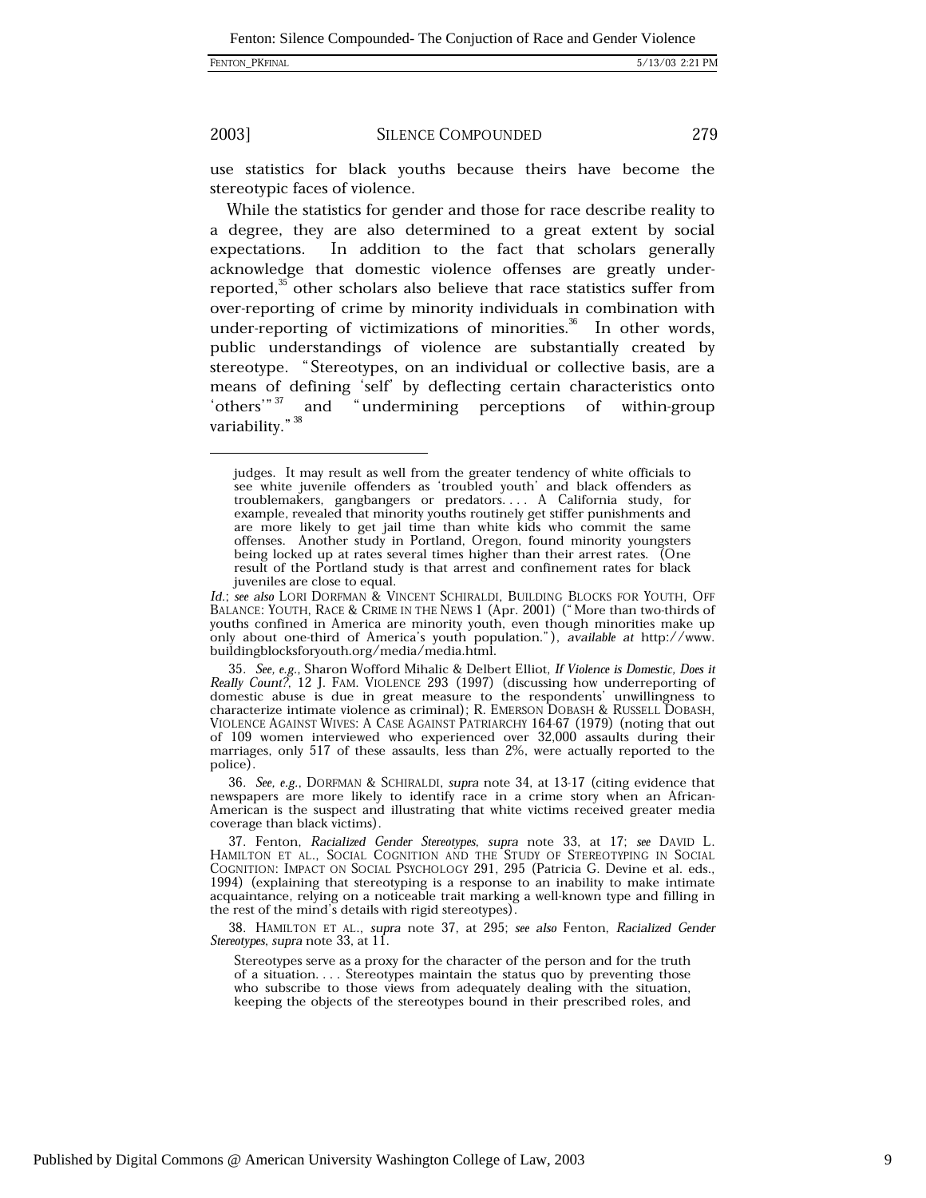use statistics for black youths because theirs have become the stereotypic faces of violence.

While the statistics for gender and those for race describe reality to a degree, they are also determined to a great extent by social expectations. In addition to the fact that scholars generally acknowledge that domestic violence offenses are greatly under-reported,[35] other scholars also believe that race statistics suffer from over-reporting of crime by minority individuals in combination with under-reporting of victimizations of minorities.[36] In other words, public understandings of violence are substantially created by stereotype. "Stereotypes, on an individual or collective basis, are a means of defining 'self' by deflecting certain characteristics onto 'others'"[37] and "undermining perceptions of within-group variability."[38]

---

> judges. It may result as well from the greater tendency of white officials to see white juvenile offenders as 'troubled youth' and black offenders as troublemakers, gangbangers or predators. . . . A California study, for example, revealed that minority youths routinely get stiffer punishments and are more likely to get jail time than white kids who commit the same offenses. Another study in Portland, Oregon, found minority youngsters being locked up at rates several times higher than their arrest rates. (One result of the Portland study is that arrest and confinement rates for black juveniles are close to equal.

*Id.*; *see also* LORI DORFMAN & VINCENT SCHIRALDI, BUILDING BLOCKS FOR YOUTH, OFF BALANCE: YOUTH, RACE & CRIME IN THE NEWS 1 (Apr. 2001) ("More than two-thirds of youths confined in America are minority youth, even though minorities make up only about one-third of America's youth population."), *available at* http://www.buildingblocksforyouth.org/media/media.html.

35. *See, e.g.*, Sharon Wofford Mihalic & Delbert Elliot, *If Violence is Domestic, Does it Really Count?*, 12 J. FAM. VIOLENCE 293 (1997) (discussing how underreporting of domestic abuse is due in great measure to the respondents' unwillingness to characterize intimate violence as criminal); R. EMERSON DOBASH & RUSSELL DOBASH, VIOLENCE AGAINST WIVES: A CASE AGAINST PATRIARCHY 164-67 (1979) (noting that out of 109 women interviewed who experienced over 32,000 assaults during their marriages, only 517 of these assaults, less than 2%, were actually reported to the police).

36. *See, e.g.*, DORFMAN & SCHIRALDI, *supra* note 34, at 13-17 (citing evidence that newspapers are more likely to identify race in a crime story when an African-American is the suspect and illustrating that white victims received greater media coverage than black victims).

37. Fenton, *Racialized Gender Stereotypes*, *supra* note 33, at 17; *see* DAVID L. HAMILTON ET AL., SOCIAL COGNITION AND THE STUDY OF STEREOTYPING IN SOCIAL COGNITION: IMPACT ON SOCIAL PSYCHOLOGY 291, 295 (Patricia G. Devine et al. eds., 1994) (explaining that stereotyping is a response to an inability to make intimate acquaintance, relying on a noticeable trait marking a well-known type and filling in the rest of the mind's details with rigid stereotypes).

38. HAMILTON ET AL., *supra* note 37, at 295; *see also* Fenton, *Racialized Gender Stereotypes*, *supra* note 33, at 11.

> Stereotypes serve as a proxy for the character of the person and for the truth of a situation. . . . Stereotypes maintain the status quo by preventing those who subscribe to those views from adequately dealing with the situation, keeping the objects of the stereotypes bound in their prescribed roles, and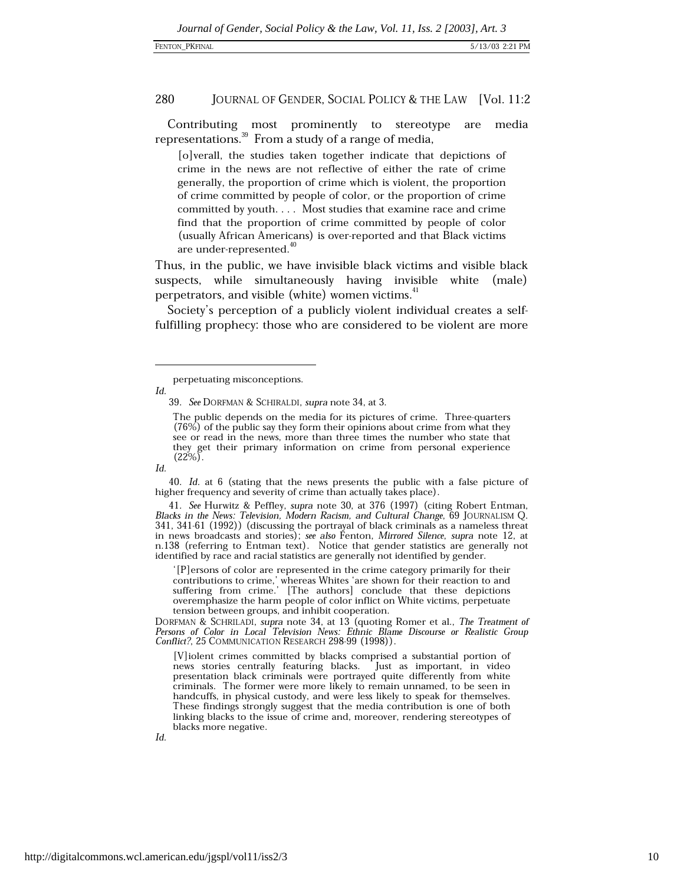Contributing most prominently to stereotype are media representations.[39] From a study of a range of media,

> [o]verall, the studies taken together indicate that depictions of crime in the news are not reflective of either the rate of crime generally, the proportion of crime which is violent, the proportion of crime committed by people of color, or the proportion of crime committed by youth. . . . Most studies that examine race and crime find that the proportion of crime committed by people of color (usually African Americans) is over-reported and that Black victims are under-represented.[40]

Thus, in the public, we have invisible black victims and visible black suspects, while simultaneously having invisible white (male) perpetrators, and visible (white) women victims.[41]

Society's perception of a publicly violent individual creates a self-fulfilling prophecy: those who are considered to be violent are more

---

perpetuating misconceptions.

*Id.*

39. *See* DORFMAN & SCHIRALDI, *supra* note 34, at 3.

> The public depends on the media for its pictures of crime. Three-quarters (76%) of the public say they form their opinions about crime from what they see or read in the news, more than three times the number who state that they get their primary information on crime from personal experience (22%).

*Id.*

40. *Id.* at 6 (stating that the news presents the public with a false picture of higher frequency and severity of crime than actually takes place).

41. *See* Hurwitz & Peffley, *supra* note 30, at 376 (1997) (citing Robert Entman, *Blacks in the News: Television, Modern Racism, and Cultural Change*, 69 JOURNALISM Q. 341, 341-61 (1992)) (discussing the portrayal of black criminals as a nameless threat in news broadcasts and stories); *see also* Fenton, *Mirrored Silence*, *supra* note 12, at n.138 (referring to Entman text). Notice that gender statistics are generally not identified by race and racial statistics are generally not identified by gender.

> '[P]ersons of color are represented in the crime category primarily for their contributions to crime,' whereas Whites 'are shown for their reaction to and suffering from crime.' [The authors] conclude that these depictions overemphasize the harm people of color inflict on White victims, perpetuate tension between groups, and inhibit cooperation.

DORFMAN & SCHRILADI, *supra* note 34, at 13 (quoting Romer et al., *The Treatment of Persons of Color in Local Television News: Ethnic Blame Discourse or Realistic Group Conflict?*, 25 COMMUNICATION RESEARCH 298-99 (1998)).

> [V]iolent crimes committed by blacks comprised a substantial portion of news stories centrally featuring blacks. Just as important, in video presentation black criminals were portrayed quite differently from white criminals. The former were more likely to remain unnamed, to be seen in handcuffs, in physical custody, and were less likely to speak for themselves. These findings strongly suggest that the media contribution is one of both linking blacks to the issue of crime and, moreover, rendering stereotypes of blacks more negative.

*Id.*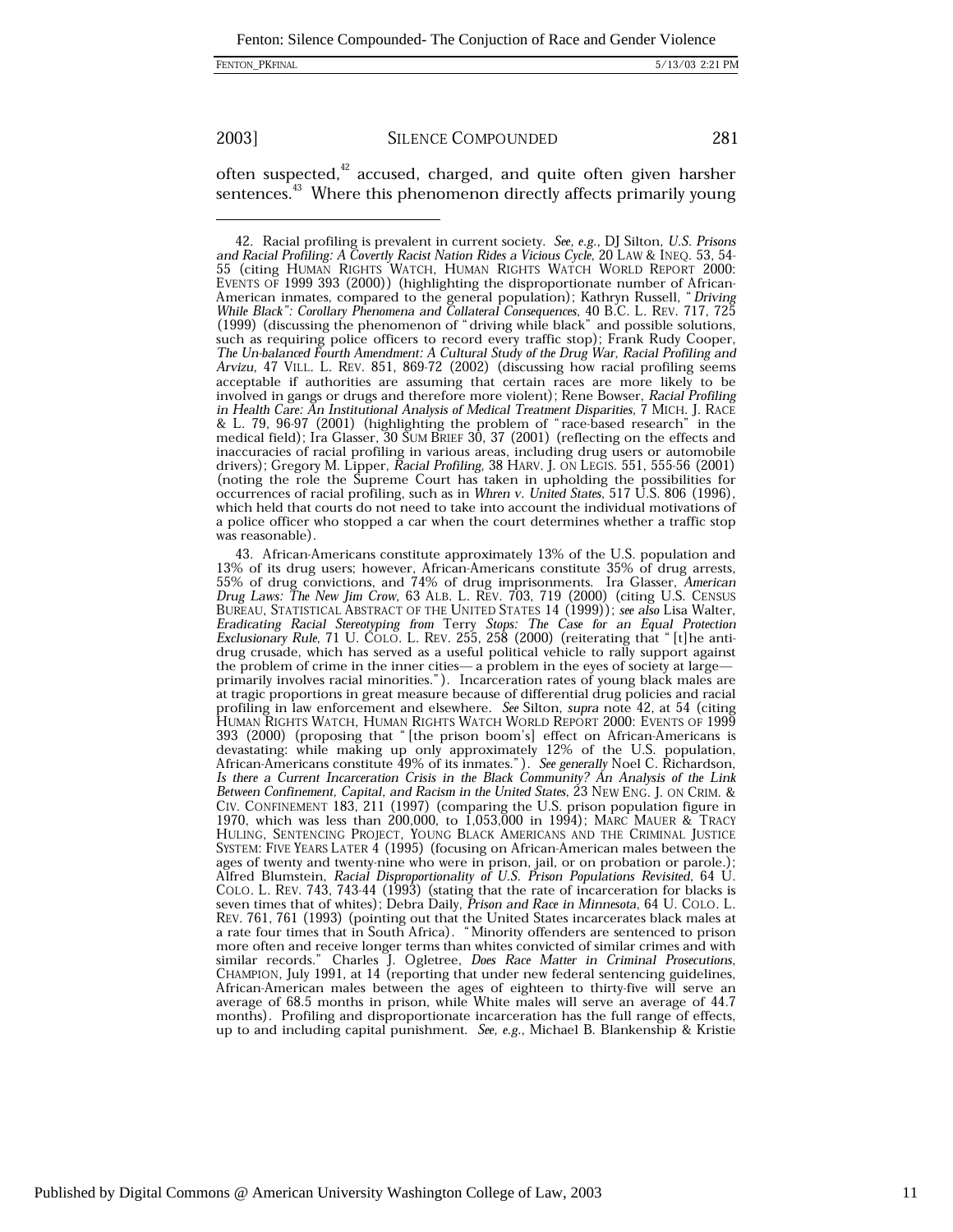often suspected,[42] accused, charged, and quite often given harsher sentences.[43] Where this phenomenon directly affects primarily young

---

42. Racial profiling is prevalent in current society. *See, e.g.*, DJ Silton, *U.S. Prisons and Racial Profiling: A Covertly Racist Nation Rides a Vicious Cycle*, 20 LAW & INEQ. 53, 54-55 (citing HUMAN RIGHTS WATCH, HUMAN RIGHTS WATCH WORLD REPORT 2000: EVENTS OF 1999 393 (2000)) (highlighting the disproportionate number of African-American inmates, compared to the general population); Kathryn Russell, "*Driving While Black": Corollary Phenomena and Collateral Consequences*, 40 B.C. L. REV. 717, 725 (1999) (discussing the phenomenon of "driving while black" and possible solutions, such as requiring police officers to record every traffic stop); Frank Rudy Cooper, *The Un-balanced Fourth Amendment: A Cultural Study of the Drug War, Racial Profiling and Arvizu*, 47 VILL. L. REV. 851, 869-72 (2002) (discussing how racial profiling seems acceptable if authorities are assuming that certain races are more likely to be involved in gangs or drugs and therefore more violent); Rene Bowser, *Racial Profiling in Health Care: An Institutional Analysis of Medical Treatment Disparities*, 7 MICH. J. RACE & L. 79, 96-97 (2001) (highlighting the problem of "race-based research" in the medical field); Ira Glasser, 30 SUM BRIEF 30, 37 (2001) (reflecting on the effects and inaccuracies of racial profiling in various areas, including drug users or automobile drivers); Gregory M. Lipper, *Racial Profiling*, 38 HARV. J. ON LEGIS. 551, 555-56 (2001) (noting the role the Supreme Court has taken in upholding the possibilities for occurrences of racial profiling, such as in *Whren v. United States*, 517 U.S. 806 (1996), which held that courts do not need to take into account the individual motivations of a police officer who stopped a car when the court determines whether a traffic stop was reasonable).

43. African-Americans constitute approximately 13% of the U.S. population and 13% of its drug users; however, African-Americans constitute 35% of drug arrests, 55% of drug convictions, and 74% of drug imprisonments. Ira Glasser, *American Drug Laws: The New Jim Crow*, 63 ALB. L. REV. 703, 719 (2000) (citing U.S. CENSUS BUREAU, STATISTICAL ABSTRACT OF THE UNITED STATES 14 (1999)); *see also* Lisa Walter, *Eradicating Racial Stereotyping from* Terry *Stops: The Case for an Equal Protection Exclusionary Rule*, 71 U. COLO. L. REV. 255, 258 (2000) (reiterating that "[t]he anti-drug crusade, which has served as a useful political vehicle to rally support against the problem of crime in the inner cities— a problem in the eyes of society at large— primarily involves racial minorities."). Incarceration rates of young black males are at tragic proportions in great measure because of differential drug policies and racial profiling in law enforcement and elsewhere. *See* Silton, *supra* note 42, at 54 (citing HUMAN RIGHTS WATCH, HUMAN RIGHTS WATCH WORLD REPORT 2000: EVENTS OF 1999 393 (2000) (proposing that "[the prison boom's] effect on African-Americans is devastating: while making up only approximately 12% of the U.S. population, African-Americans constitute 49% of its inmates."). *See generally* Noel C. Richardson, *Is there a Current Incarceration Crisis in the Black Community? An Analysis of the Link Between Confinement, Capital, and Racism in the United States*, 23 NEW ENG. J. ON CRIM. & CIV. CONFINEMENT 183, 211 (1997) (comparing the U.S. prison population figure in 1970, which was less than 200,000, to 1,053,000 in 1994); MARC MAUER & TRACY HULING, SENTENCING PROJECT, YOUNG BLACK AMERICANS AND THE CRIMINAL JUSTICE SYSTEM: FIVE YEARS LATER 4 (1995) (focusing on African-American males between the ages of twenty and twenty-nine who were in prison, jail, or on probation or parole.); Alfred Blumstein, *Racial Disproportionality of U.S. Prison Populations Revisited*, 64 U. COLO. L. REV. 743, 743-44 (1993) (stating that the rate of incarceration for blacks is seven times that of whites); Debra Daily, *Prison and Race in Minnesota*, 64 U. COLO. L. REV. 761, 761 (1993) (pointing out that the United States incarcerates black males at a rate four times that in South Africa). "Minority offenders are sentenced to prison more often and receive longer terms than whites convicted of similar crimes and with similar records." Charles J. Ogletree, *Does Race Matter in Criminal Prosecutions*, CHAMPION, July 1991, at 14 (reporting that under new federal sentencing guidelines, African-American males between the ages of eighteen to thirty-five will serve an average of 68.5 months in prison, while White males will serve an average of 44.7 months). Profiling and disproportionate incarceration has the full range of effects, up to and including capital punishment. *See, e.g.*, Michael B. Blankenship & Kristie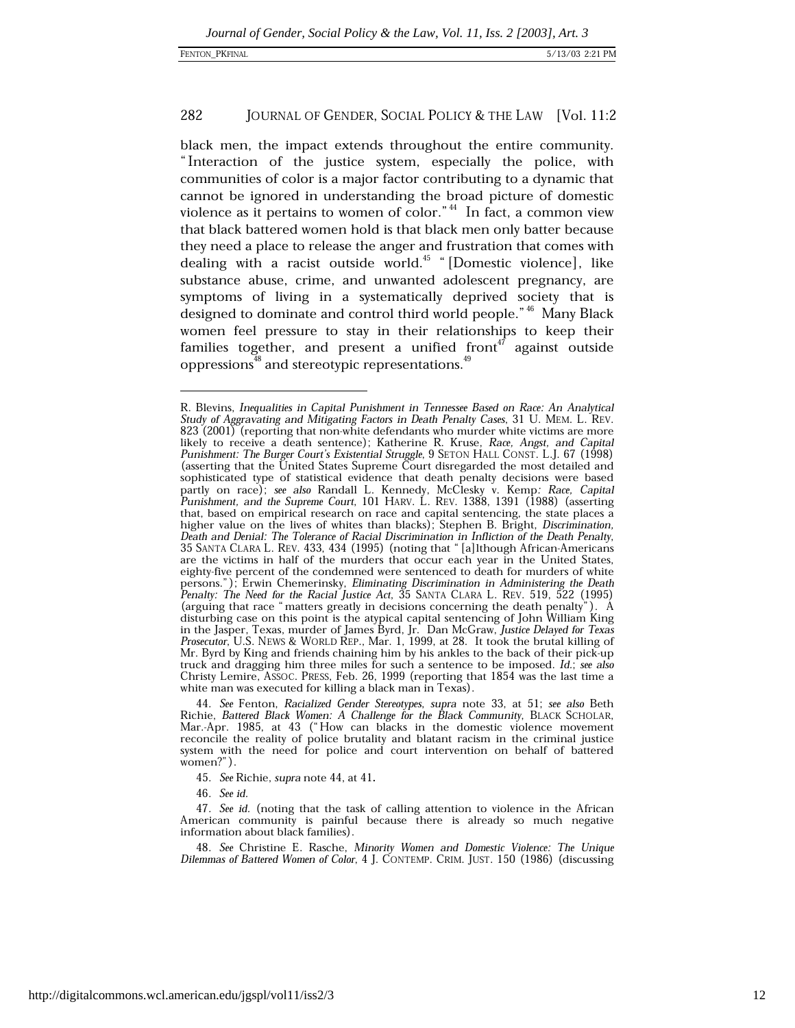black men, the impact extends throughout the entire community. "Interaction of the justice system, especially the police, with communities of color is a major factor contributing to a dynamic that cannot be ignored in understanding the broad picture of domestic violence as it pertains to women of color."[44] In fact, a common view that black battered women hold is that black men only batter because they need a place to release the anger and frustration that comes with dealing with a racist outside world.[45] "[Domestic violence], like substance abuse, crime, and unwanted adolescent pregnancy, are symptoms of living in a systematically deprived society that is designed to dominate and control third world people."[46] Many Black women feel pressure to stay in their relationships to keep their families together, and present a unified front[47] against outside oppressions[48] and stereotypic representations.[49]

---

R. Blevins, *Inequalities in Capital Punishment in Tennessee Based on Race: An Analytical Study of Aggravating and Mitigating Factors in Death Penalty Cases*, 31 U. MEM. L. REV. 823 (2001) (reporting that non-white defendants who murder white victims are more likely to receive a death sentence); Katherine R. Kruse, *Race, Angst, and Capital Punishment: The Burger Court's Existential Struggle*, 9 SETON HALL CONST. L.J. 67 (1998) (asserting that the United States Supreme Court disregarded the most detailed and sophisticated type of statistical evidence that death penalty decisions were based partly on race); *see also* Randall L. Kennedy, McClesky v. Kemp*: Race, Capital Punishment, and the Supreme Court*, 101 HARV. L. REV. 1388, 1391 (1988) (asserting that, based on empirical research on race and capital sentencing, the state places a higher value on the lives of whites than blacks); Stephen B. Bright, *Discrimination, Death and Denial: The Tolerance of Racial Discrimination in Infliction of the Death Penalty*, 35 SANTA CLARA L. REV. 433, 434 (1995) (noting that "[a]lthough African-Americans are the victims in half of the murders that occur each year in the United States, eighty-five percent of the condemned were sentenced to death for murders of white persons."); Erwin Chemerinsky, *Eliminating Discrimination in Administering the Death Penalty: The Need for the Racial Justice Act*, 35 SANTA CLARA L. REV. 519, 522 (1995) (arguing that race "matters greatly in decisions concerning the death penalty"). A disturbing case on this point is the atypical capital sentencing of John William King in the Jasper, Texas, murder of James Byrd, Jr. Dan McGraw, *Justice Delayed for Texas Prosecutor*, U.S. NEWS & WORLD REP., Mar. 1, 1999, at 28. It took the brutal killing of Mr. Byrd by King and friends chaining him by his ankles to the back of their pick-up truck and dragging him three miles for such a sentence to be imposed. *Id.*; *see also* Christy Lemire, ASSOC. PRESS, Feb. 26, 1999 (reporting that 1854 was the last time a white man was executed for killing a black man in Texas).

44. *See* Fenton, *Racialized Gender Stereotypes*, *supra* note 33, at 51; *see also* Beth Richie, *Battered Black Women: A Challenge for the Black Community*, BLACK SCHOLAR, Mar.-Apr. 1985, at 43 ("How can blacks in the domestic violence movement reconcile the reality of police brutality and blatant racism in the criminal justice system with the need for police and court intervention on behalf of battered women?").

45. *See* Richie, *supra* note 44, at 41.

46. *See id.*

47. *See id.* (noting that the task of calling attention to violence in the African American community is painful because there is already so much negative information about black families).

48. *See* Christine E. Rasche, *Minority Women and Domestic Violence: The Unique Dilemmas of Battered Women of Color*, 4 J. CONTEMP. CRIM. JUST. 150 (1986) (discussing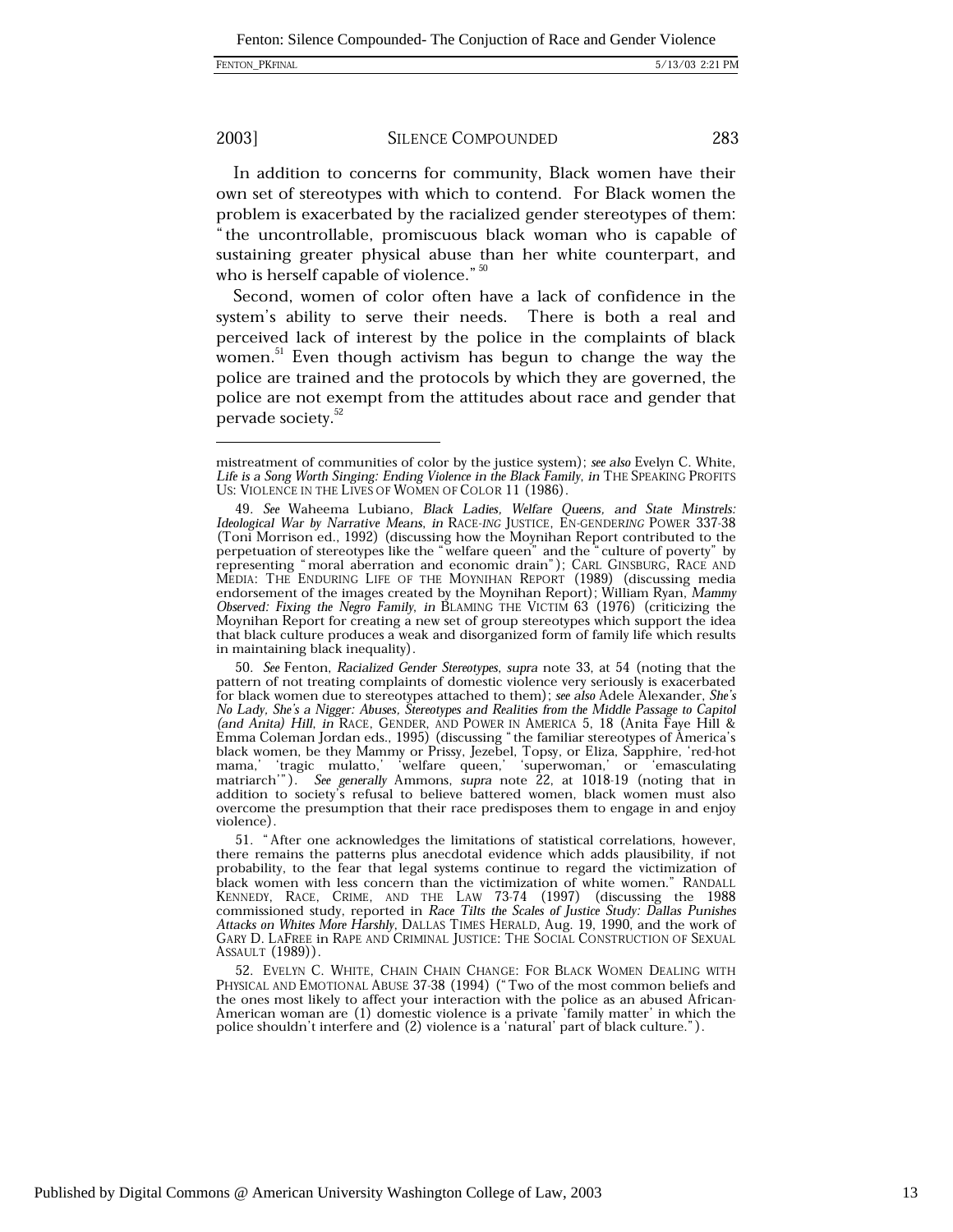In addition to concerns for community, Black women have their own set of stereotypes with which to contend. For Black women the problem is exacerbated by the racialized gender stereotypes of them: "the uncontrollable, promiscuous black woman who is capable of sustaining greater physical abuse than her white counterpart, and who is herself capable of violence."[50]

Second, women of color often have a lack of confidence in the system's ability to serve their needs. There is both a real and perceived lack of interest by the police in the complaints of black women.[51] Even though activism has begun to change the way the police are trained and the protocols by which they are governed, the police are not exempt from the attitudes about race and gender that pervade society.[52]

---

mistreatment of communities of color by the justice system); *see also* Evelyn C. White, *Life is a Song Worth Singing: Ending Violence in the Black Family*, *in* THE SPEAKING PROFITS US: VIOLENCE IN THE LIVES OF WOMEN OF COLOR 11 (1986).

49. *See* Waheema Lubiano, *Black Ladies, Welfare Queens, and State Minstrels: Ideological War by Narrative Means*, *in* RACE-*ING* JUSTICE, EN-GENDER*ING* POWER 337-38 (Toni Morrison ed., 1992) (discussing how the Moynihan Report contributed to the perpetuation of stereotypes like the "welfare queen" and the "culture of poverty" by representing "moral aberration and economic drain"); CARL GINSBURG, RACE AND MEDIA: THE ENDURING LIFE OF THE MOYNIHAN REPORT (1989) (discussing media endorsement of the images created by the Moynihan Report); William Ryan, *Mammy Observed: Fixing the Negro Family*, *in* BLAMING THE VICTIM 63 (1976) (criticizing the Moynihan Report for creating a new set of group stereotypes which support the idea that black culture produces a weak and disorganized form of family life which results in maintaining black inequality).

50. *See* Fenton, *Racialized Gender Stereotypes*, *supra* note 33, at 54 (noting that the pattern of not treating complaints of domestic violence very seriously is exacerbated for black women due to stereotypes attached to them); *see also* Adele Alexander, *She's No Lady, She's a Nigger: Abuses, Stereotypes and Realities from the Middle Passage to Capitol (and Anita) Hill*, *in* RACE, GENDER, AND POWER IN AMERICA 5, 18 (Anita Faye Hill & Emma Coleman Jordan eds., 1995) (discussing "the familiar stereotypes of America's black women, be they Mammy or Prissy, Jezebel, Topsy, or Eliza, Sapphire, 'red-hot mama,' 'tragic mulatto,' 'welfare queen,' 'superwoman,' or 'emasculating matriarch'"). *See generally* Ammons, *supra* note 22, at 1018-19 (noting that in addition to society's refusal to believe battered women, black women must also overcome the presumption that their race predisposes them to engage in and enjoy violence).

51. "After one acknowledges the limitations of statistical correlations, however, there remains the patterns plus anecdotal evidence which adds plausibility, if not probability, to the fear that legal systems continue to regard the victimization of black women with less concern than the victimization of white women." RANDALL KENNEDY, RACE, CRIME, AND THE LAW 73-74 (1997) (discussing the 1988 commissioned study, reported in *Race Tilts the Scales of Justice Study: Dallas Punishes Attacks on Whites More Harshly*, DALLAS TIMES HERALD, Aug. 19, 1990, and the work of GARY D. LAFREE in RAPE AND CRIMINAL JUSTICE: THE SOCIAL CONSTRUCTION OF SEXUAL ASSAULT (1989)).

52. EVELYN C. WHITE, CHAIN CHAIN CHANGE: FOR BLACK WOMEN DEALING WITH PHYSICAL AND EMOTIONAL ABUSE 37-38 (1994) ("Two of the most common beliefs and the ones most likely to affect your interaction with the police as an abused African-American woman are (1) domestic violence is a private 'family matter' in which the police shouldn't interfere and (2) violence is a 'natural' part of black culture.").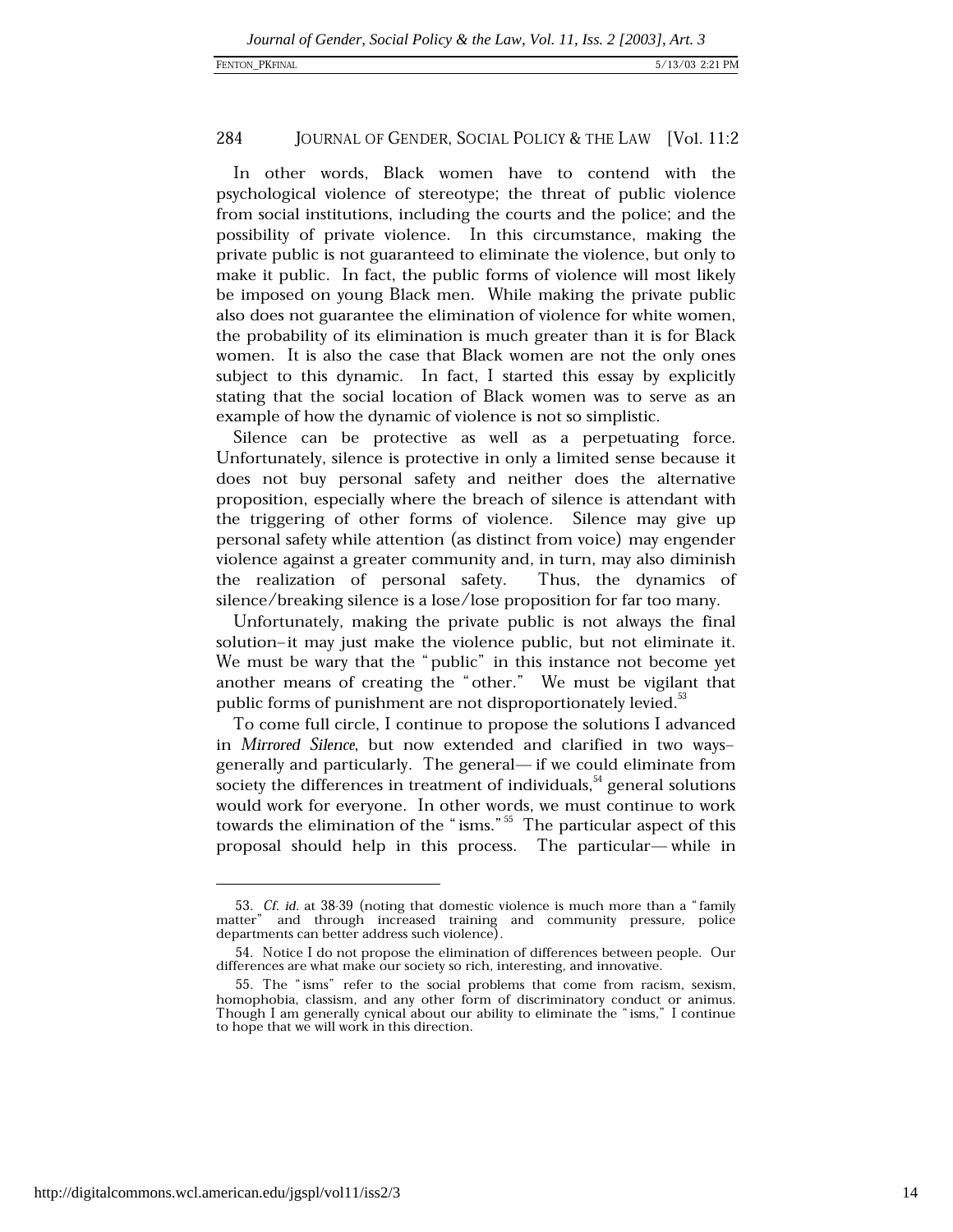In other words, Black women have to contend with the psychological violence of stereotype; the threat of public violence from social institutions, including the courts and the police; and the possibility of private violence. In this circumstance, making the private public is not guaranteed to eliminate the violence, but only to make it public. In fact, the public forms of violence will most likely be imposed on young Black men. While making the private public also does not guarantee the elimination of violence for white women, the probability of its elimination is much greater than it is for Black women. It is also the case that Black women are not the only ones subject to this dynamic. In fact, I started this essay by explicitly stating that the social location of Black women was to serve as an example of how the dynamic of violence is not so simplistic.

Silence can be protective as well as a perpetuating force. Unfortunately, silence is protective in only a limited sense because it does not buy personal safety and neither does the alternative proposition, especially where the breach of silence is attendant with the triggering of other forms of violence. Silence may give up personal safety while attention (as distinct from voice) may engender violence against a greater community and, in turn, may also diminish the realization of personal safety. Thus, the dynamics of silence/breaking silence is a lose/lose proposition for far too many.

Unfortunately, making the private public is not always the final solution–it may just make the violence public, but not eliminate it. We must be wary that the "public" in this instance not become yet another means of creating the "other." We must be vigilant that public forms of punishment are not disproportionately levied.[53]

To come full circle, I continue to propose the solutions I advanced in *Mirrored Silence*, but now extended and clarified in two ways–generally and particularly. The general— if we could eliminate from society the differences in treatment of individuals,[54] general solutions would work for everyone. In other words, we must continue to work towards the elimination of the "isms."[55] The particular aspect of this proposal should help in this process. The particular— while in

---

53. *Cf. id.* at 38-39 (noting that domestic violence is much more than a "family matter" and through increased training and community pressure, police departments can better address such violence).

54. Notice I do not propose the elimination of differences between people. Our differences are what make our society so rich, interesting, and innovative.

55. The "isms" refer to the social problems that come from racism, sexism, homophobia, classism, and any other form of discriminatory conduct or animus. Though I am generally cynical about our ability to eliminate the "isms," I continue to hope that we will work in this direction.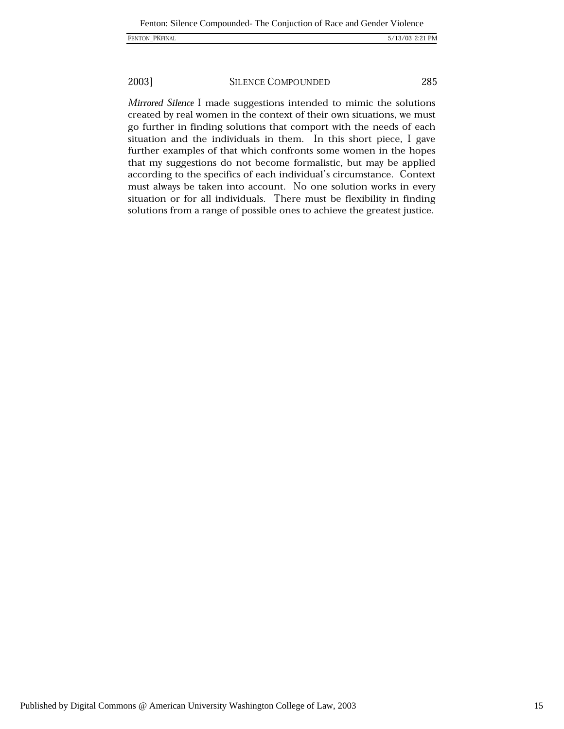*Mirrored Silence* I made suggestions intended to mimic the solutions created by real women in the context of their own situations, we must go further in finding solutions that comport with the needs of each situation and the individuals in them. In this short piece, I gave further examples of that which confronts some women in the hopes that my suggestions do not become formalistic, but may be applied according to the specifics of each individual's circumstance. Context must always be taken into account. No one solution works in every situation or for all individuals. There must be flexibility in finding solutions from a range of possible ones to achieve the greatest justice.